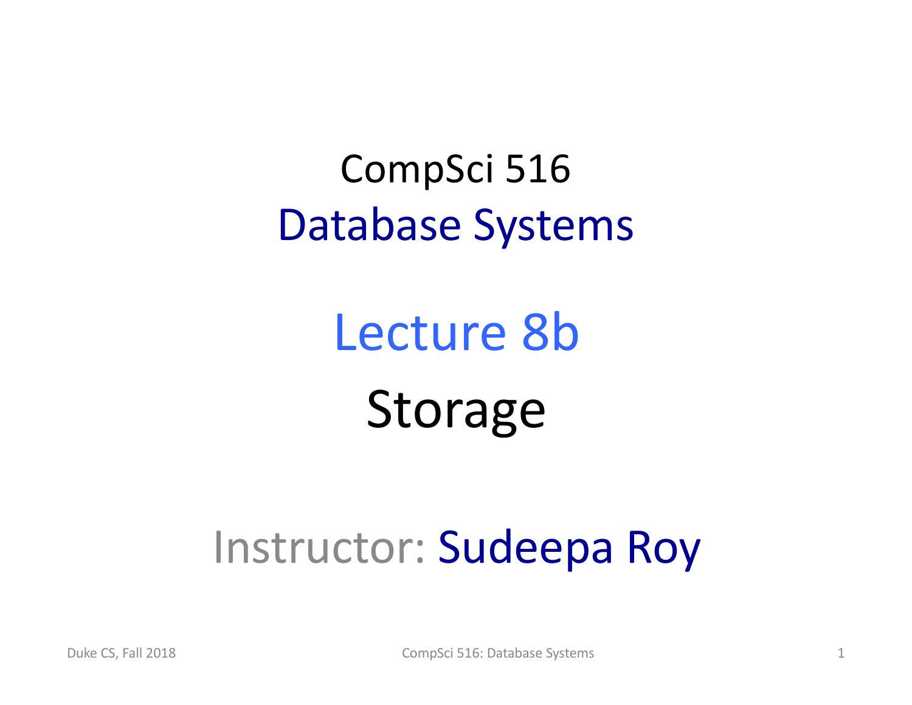# CompSci 516
## Database Systems

## Lecture 8b
### Storage

Instructor: Sudeepa Roy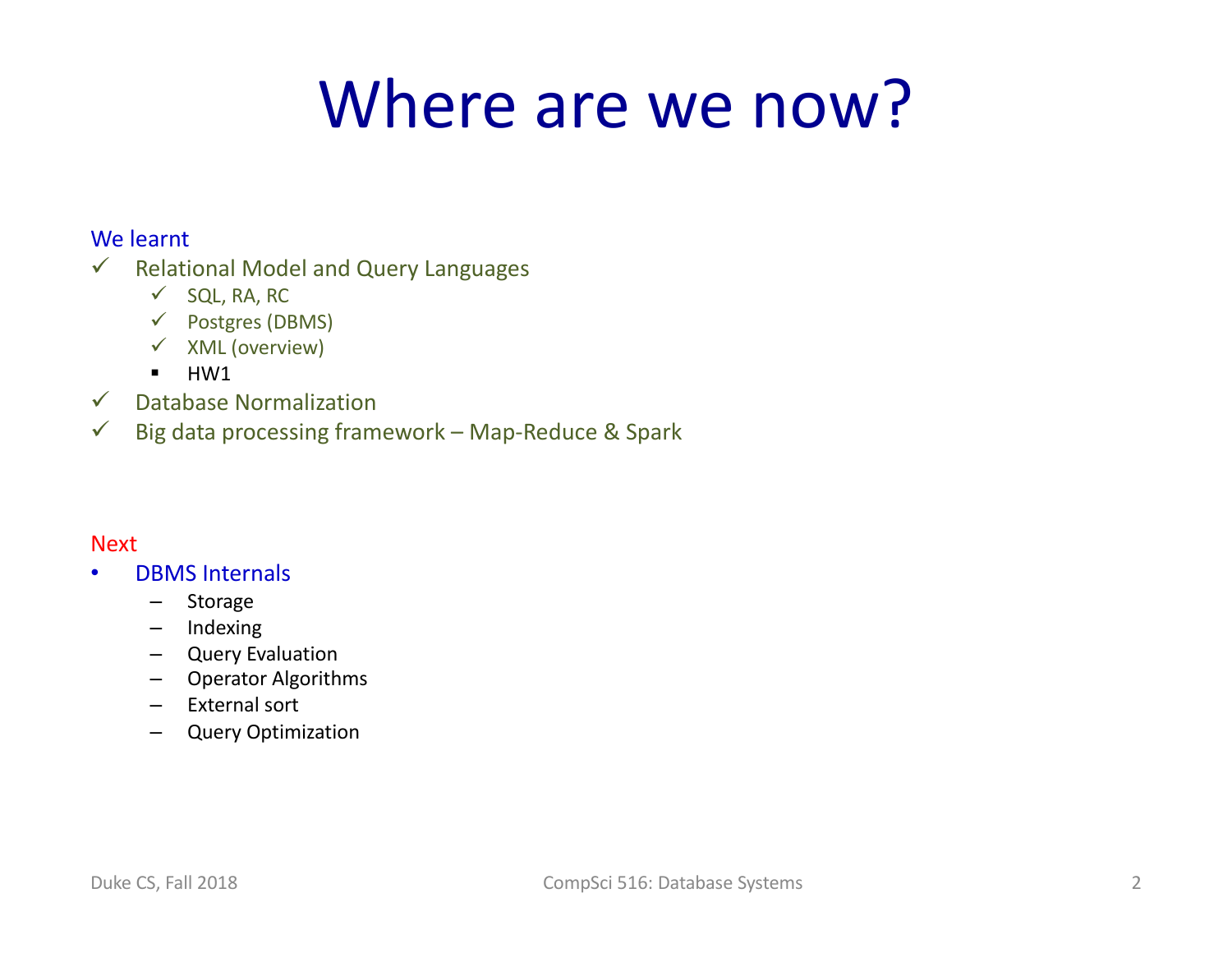# Where are we now?

We learnt

- ✓ Relational Model and Query Languages
  - ✓ SQL, RA, RC
  - ✓ Postgres (DBMS)
  - ✓ XML (overview)
  - HW1
- ✓ Database Normalization
- ✓ Big data processing framework – Map-Reduce & Spark

Next

- DBMS Internals
  - Storage
  - Indexing
  - Query Evaluation
  - Operator Algorithms
  - External sort
  - Query Optimization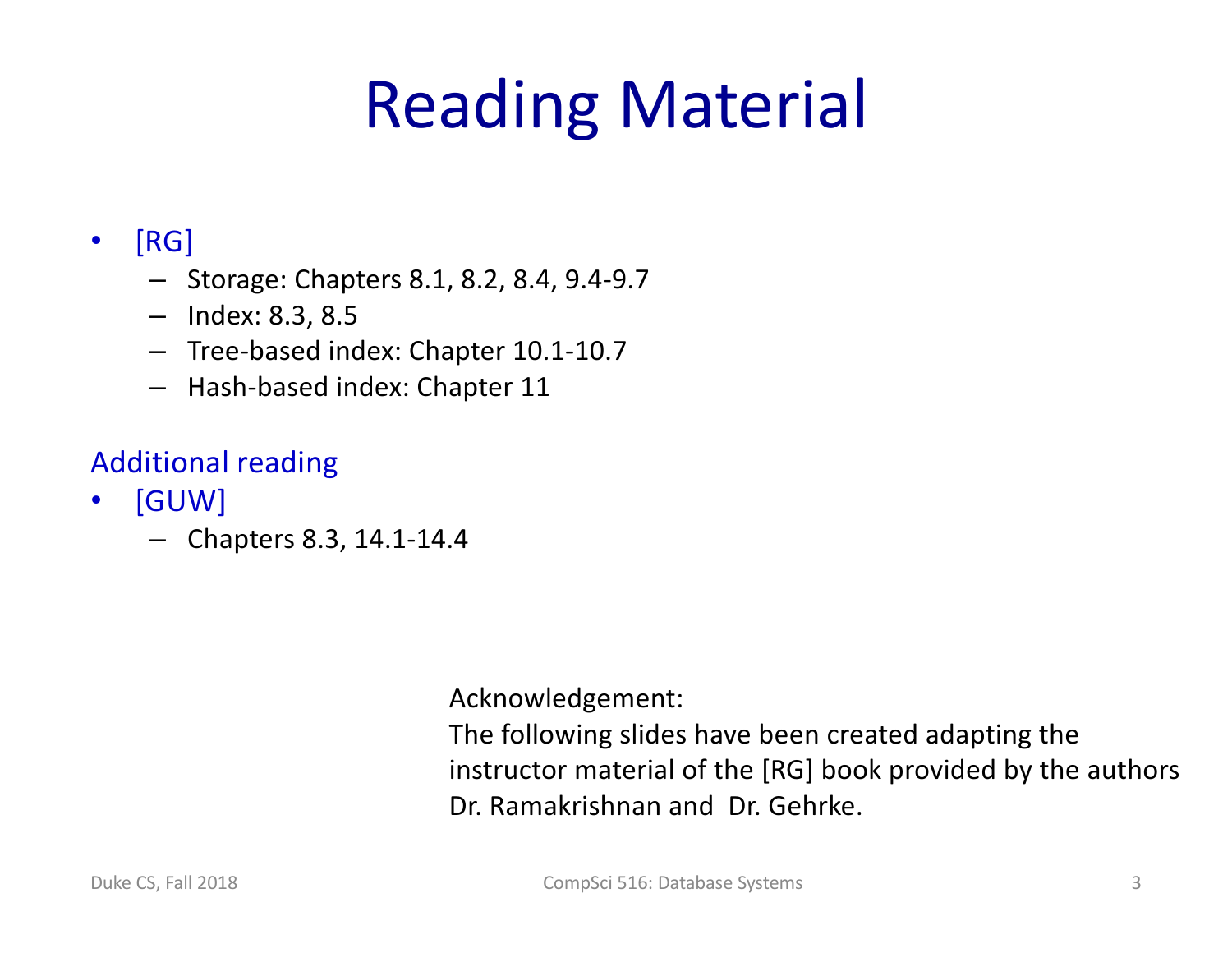# Reading Material

- [RG]
  - Storage: Chapters 8.1, 8.2, 8.4, 9.4-9.7
  - Index: 8.3, 8.5
  - Tree-based index: Chapter 10.1-10.7
  - Hash-based index: Chapter 11

Additional reading

- [GUW]
  - Chapters 8.3, 14.1-14.4

Acknowledgement:
The following slides have been created adapting the instructor material of the [RG] book provided by the authors Dr. Ramakrishnan and Dr. Gehrke.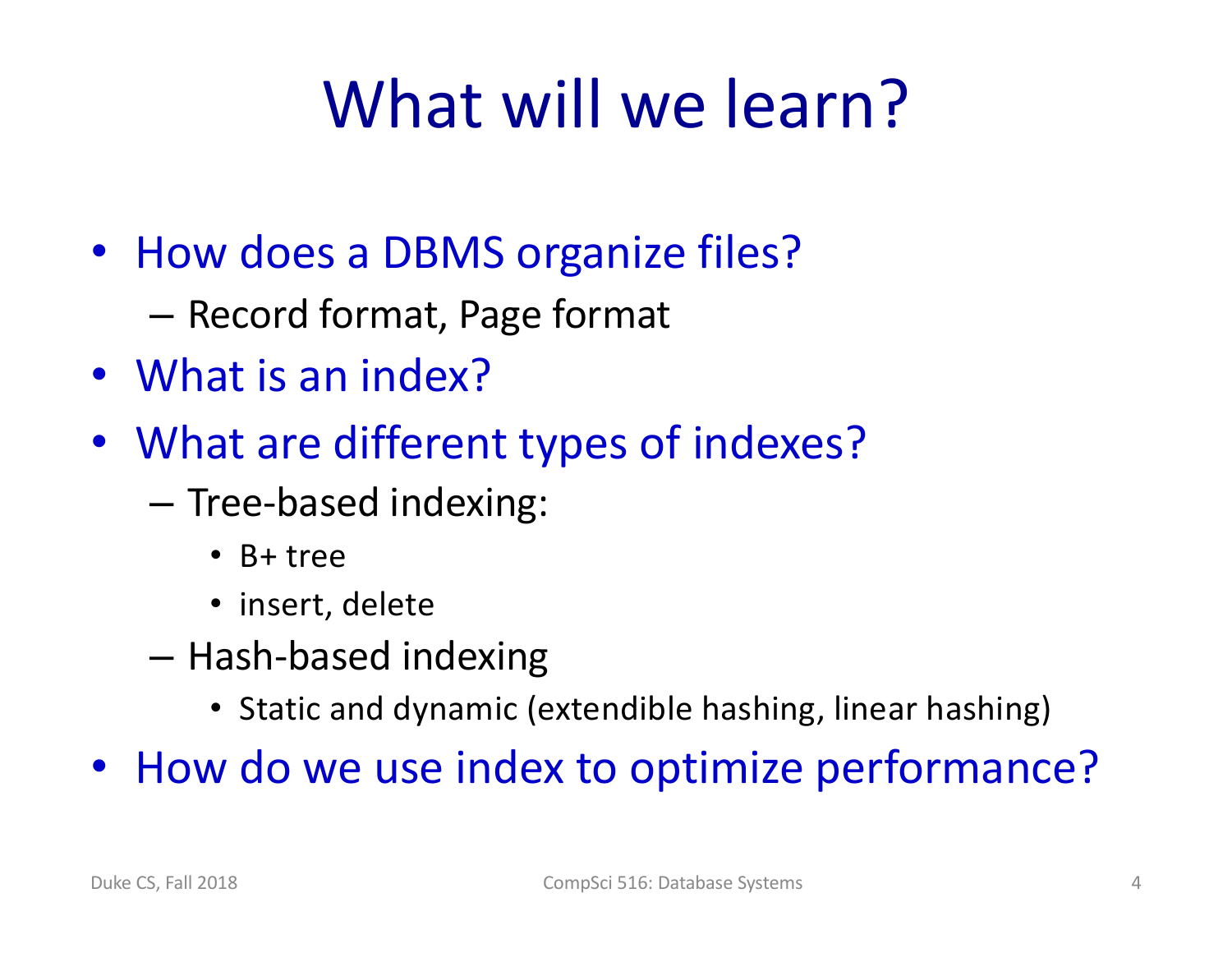# What will we learn?

- How does a DBMS organize files?
  - Record format, Page format
- What is an index?
- What are different types of indexes?
  - Tree-based indexing:
    - B+ tree
    - insert, delete
  - Hash-based indexing
    - Static and dynamic (extendible hashing, linear hashing)
- How do we use index to optimize performance?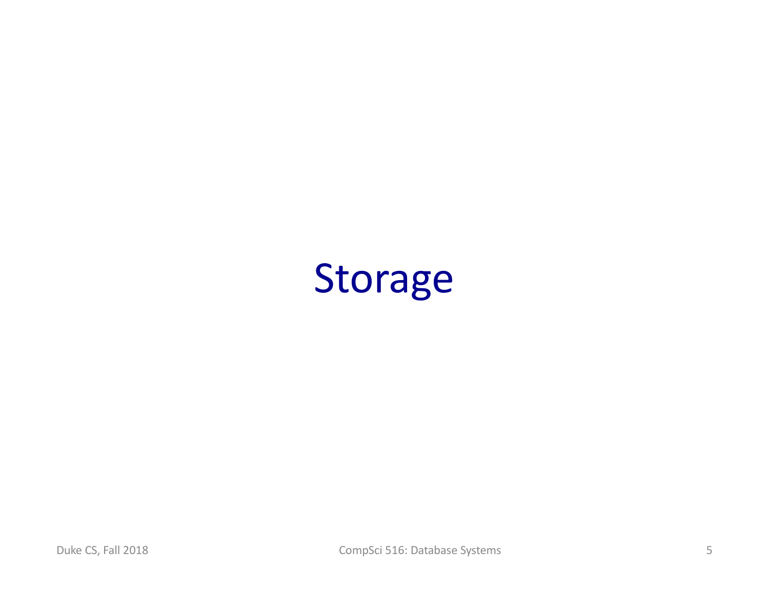# Storage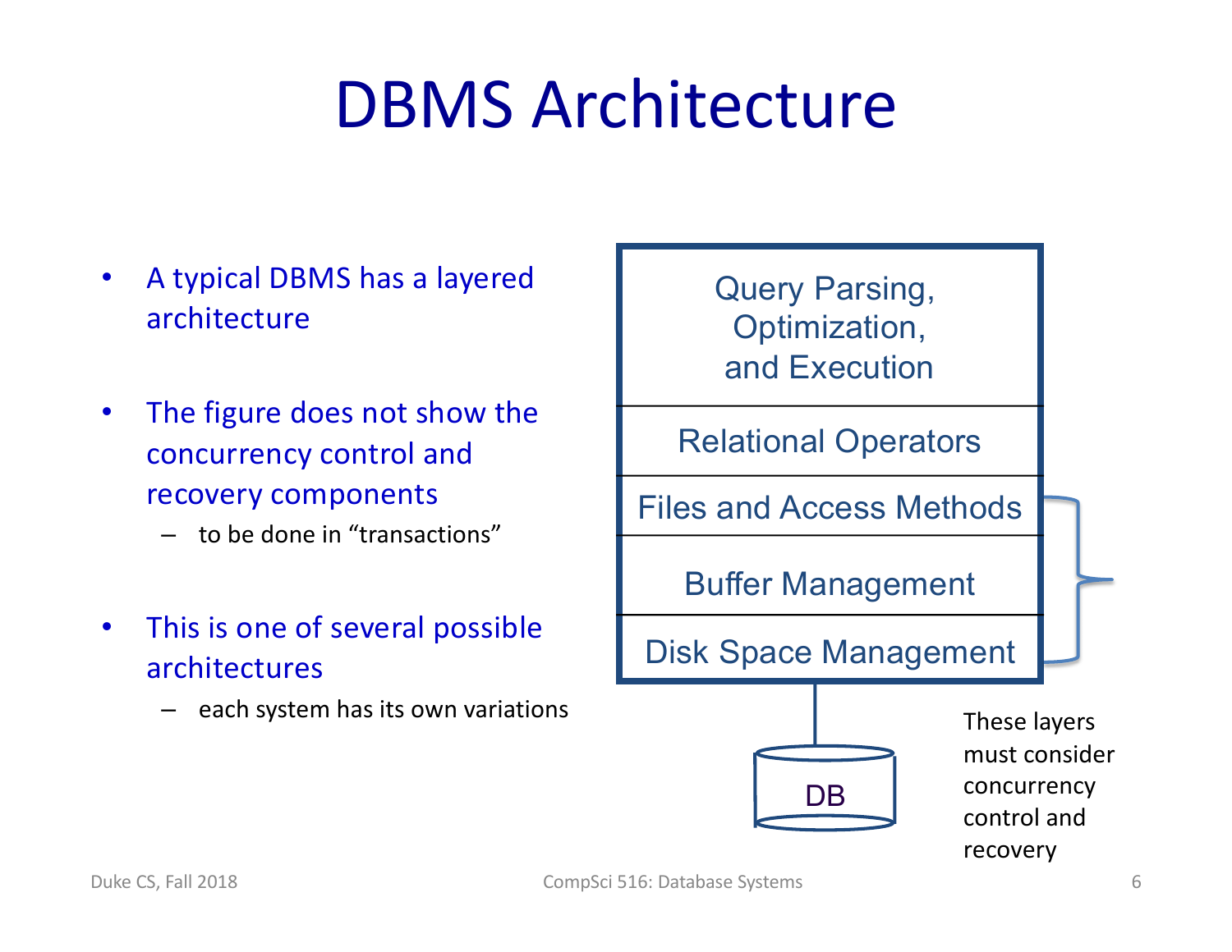# DBMS Architecture

- A typical DBMS has a layered architecture
- The figure does not show the concurrency control and recovery components
  - to be done in "transactions"
- This is one of several possible architectures
  - each system has its own variations

| |
|---|
| Query Parsing, Optimization, and Execution |
| Relational Operators |
| Files and Access Methods |
| Buffer Management |
| Disk Space Management |

DB

These layers must consider concurrency control and recovery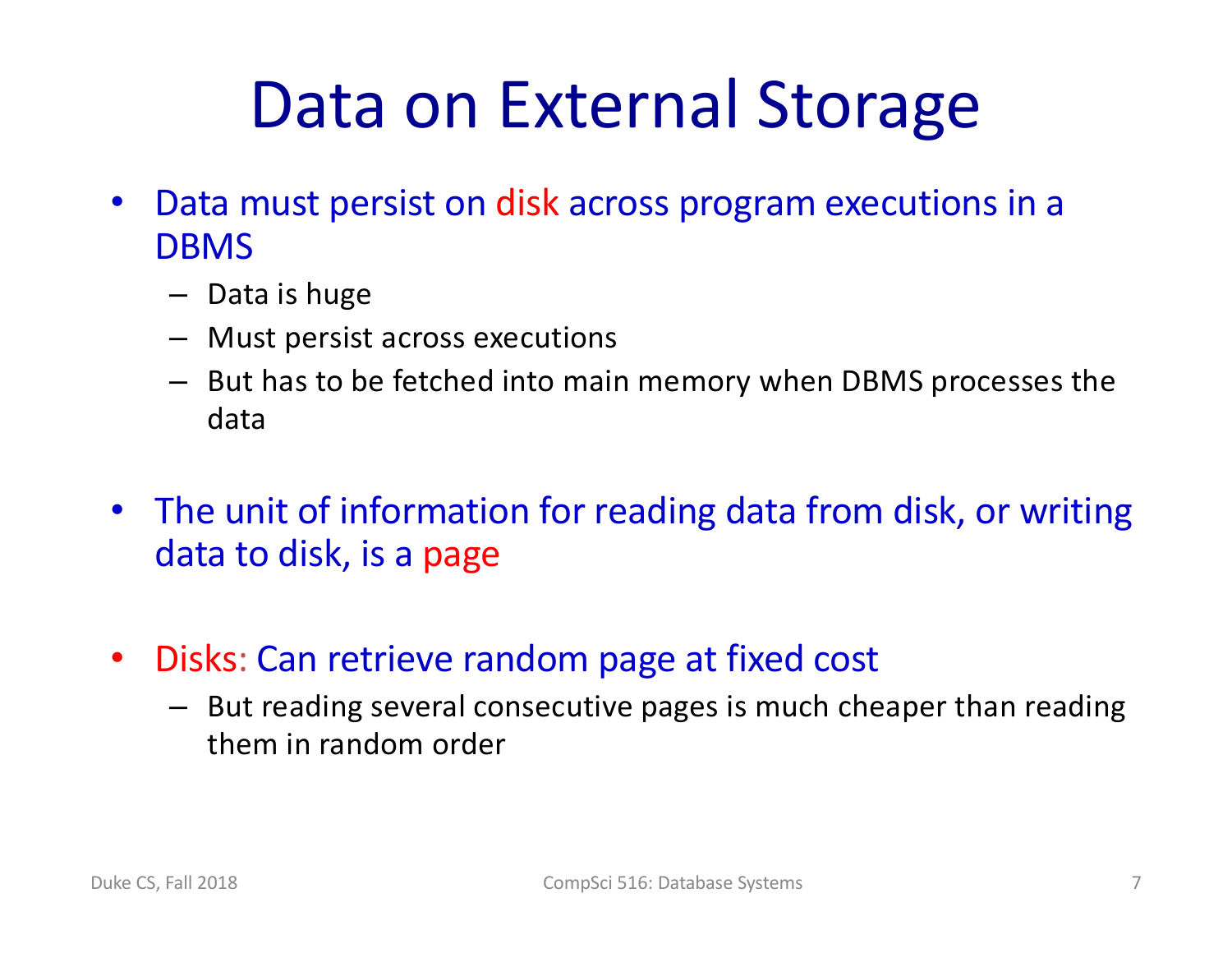# Data on External Storage

- Data must persist on disk across program executions in a DBMS
  - Data is huge
  - Must persist across executions
  - But has to be fetched into main memory when DBMS processes the data

- The unit of information for reading data from disk, or writing data to disk, is a page

- Disks: Can retrieve random page at fixed cost
  - But reading several consecutive pages is much cheaper than reading them in random order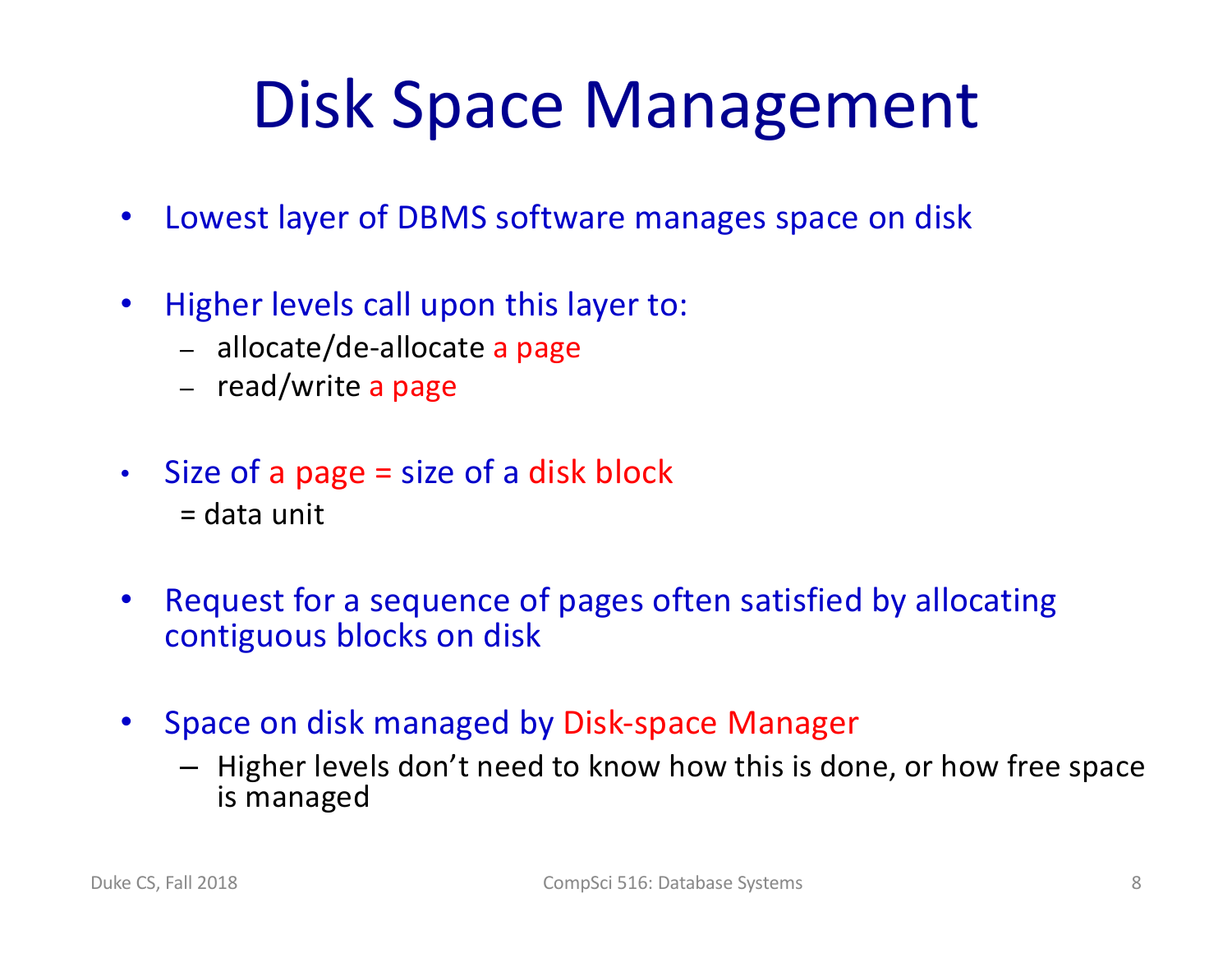# Disk Space Management

- Lowest layer of DBMS software manages space on disk
- Higher levels call upon this layer to:
  - allocate/de-allocate a page
  - read/write a page
- Size of a page = size of a disk block
  = data unit
- Request for a sequence of pages often satisfied by allocating contiguous blocks on disk
- Space on disk managed by Disk-space Manager
  - Higher levels don't need to know how this is done, or how free space is managed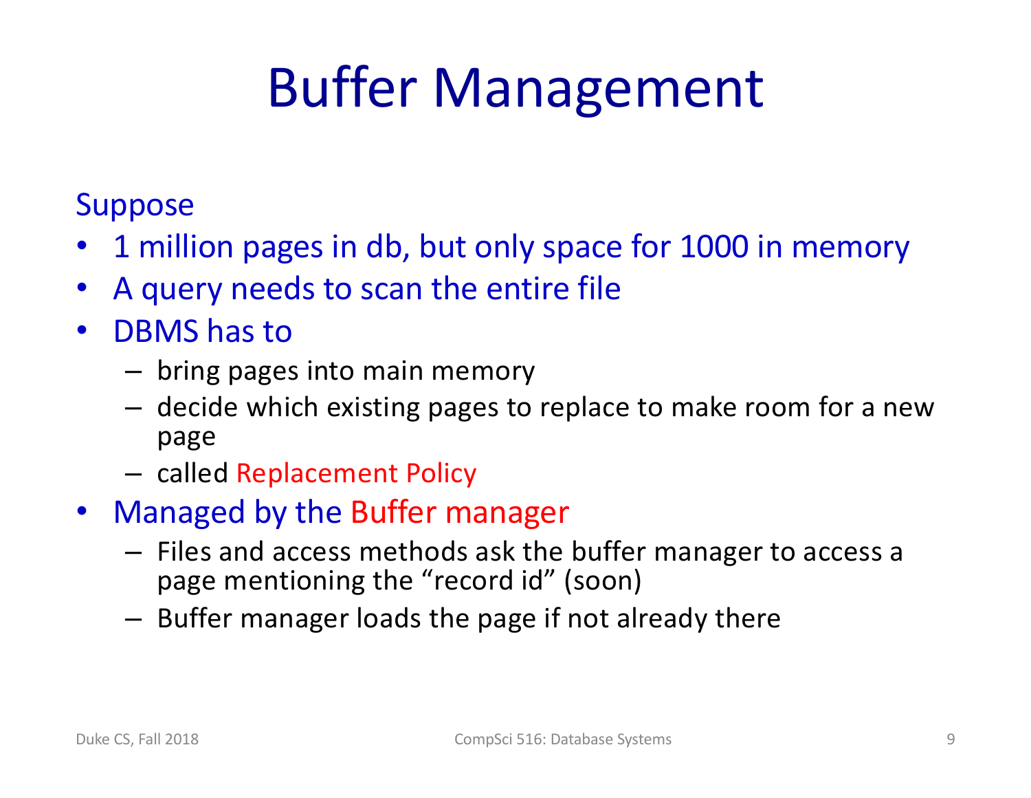# Buffer Management

Suppose

- 1 million pages in db, but only space for 1000 in memory
- A query needs to scan the entire file
- DBMS has to
  - bring pages into main memory
  - decide which existing pages to replace to make room for a new page
  - called Replacement Policy
- Managed by the Buffer manager
  - Files and access methods ask the buffer manager to access a page mentioning the "record id" (soon)
  - Buffer manager loads the page if not already there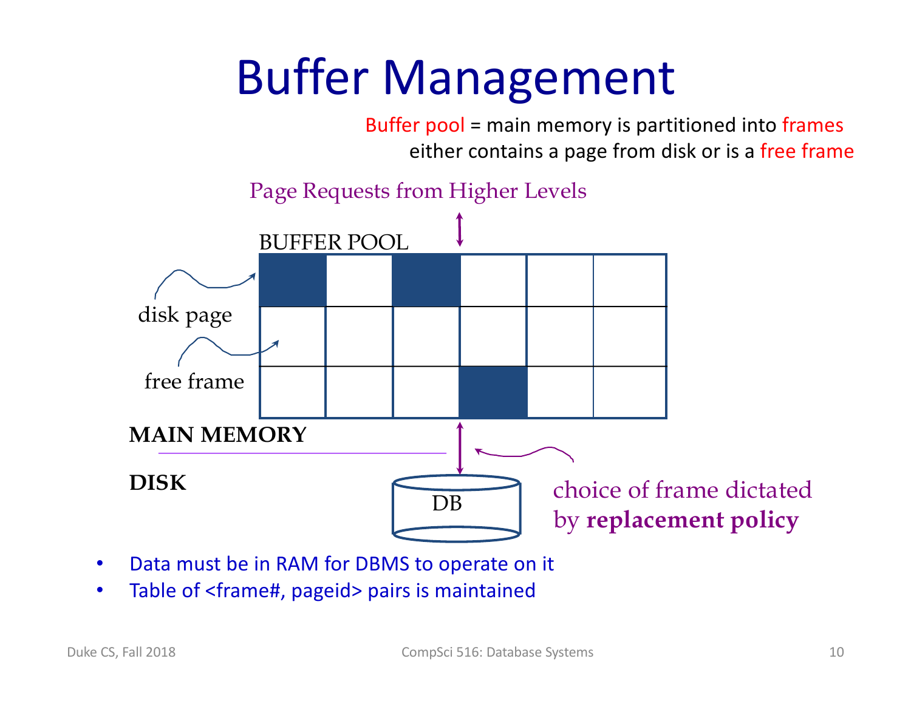# Buffer Management

Buffer pool = main memory is partitioned into frames
either contains a page from disk or is a free frame

Page Requests from Higher Levels

BUFFER POOL

disk page

free frame

**MAIN MEMORY**

**DISK**

DB

choice of frame dictated by **replacement policy**

- Data must be in RAM for DBMS to operate on it
- Table of <frame#, pageid> pairs is maintained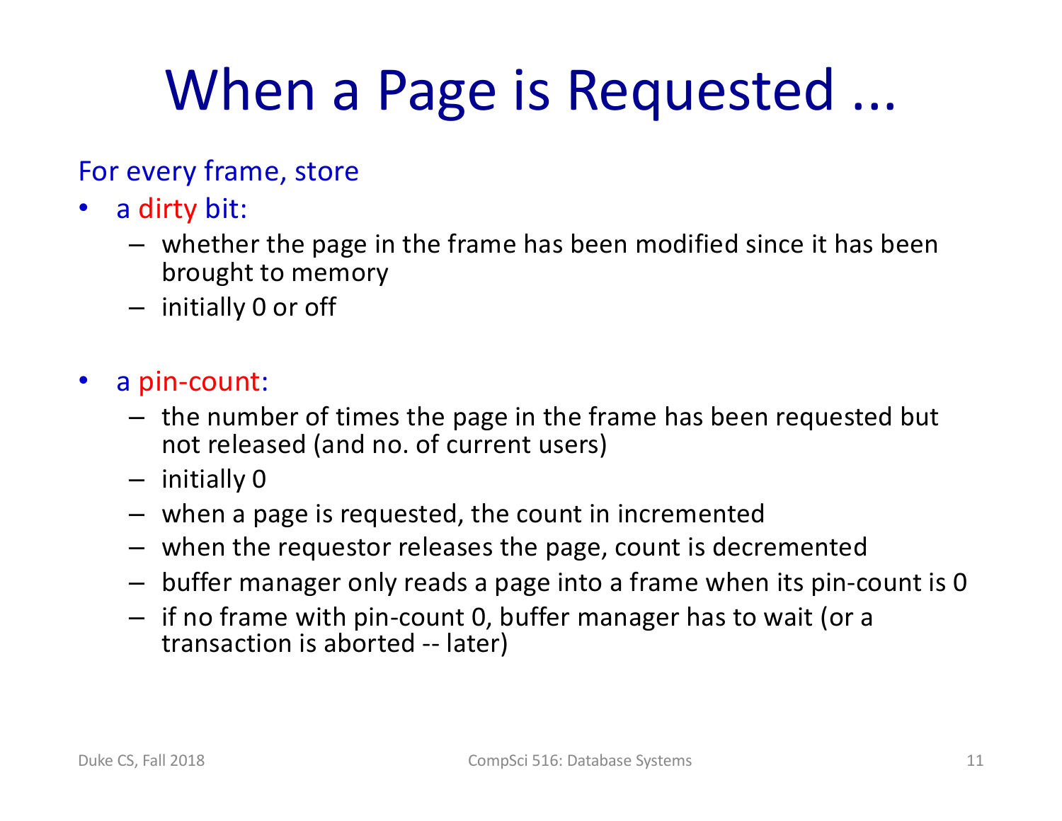# When a Page is Requested ...

For every frame, store

- a dirty bit:
  - whether the page in the frame has been modified since it has been brought to memory
  - initially 0 or off

- a pin-count:
  - the number of times the page in the frame has been requested but not released (and no. of current users)
  - initially 0
  - when a page is requested, the count in incremented
  - when the requestor releases the page, count is decremented
  - buffer manager only reads a page into a frame when its pin-count is 0
  - if no frame with pin-count 0, buffer manager has to wait (or a transaction is aborted -- later)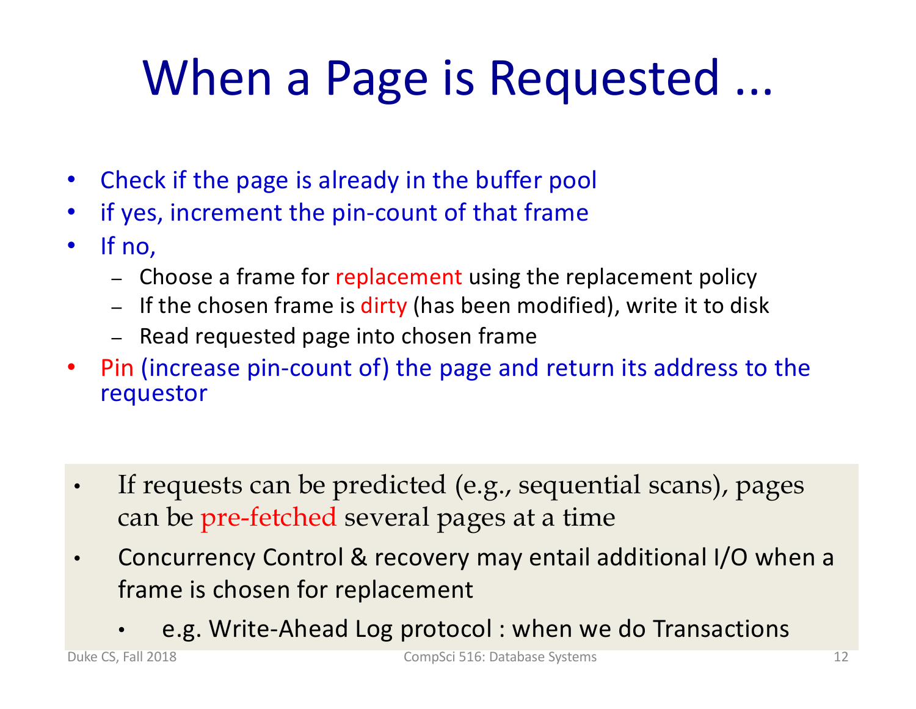# When a Page is Requested …

- Check if the page is already in the buffer pool
- if yes, increment the pin-count of that frame
- If no,
  - Choose a frame for replacement using the replacement policy
  - If the chosen frame is dirty (has been modified), write it to disk
  - Read requested page into chosen frame
- Pin (increase pin-count of) the page and return its address to the requestor

- If requests can be predicted (e.g., sequential scans), pages can be pre-fetched several pages at a time
- Concurrency Control & recovery may entail additional I/O when a frame is chosen for replacement
  - e.g. Write-Ahead Log protocol : when we do Transactions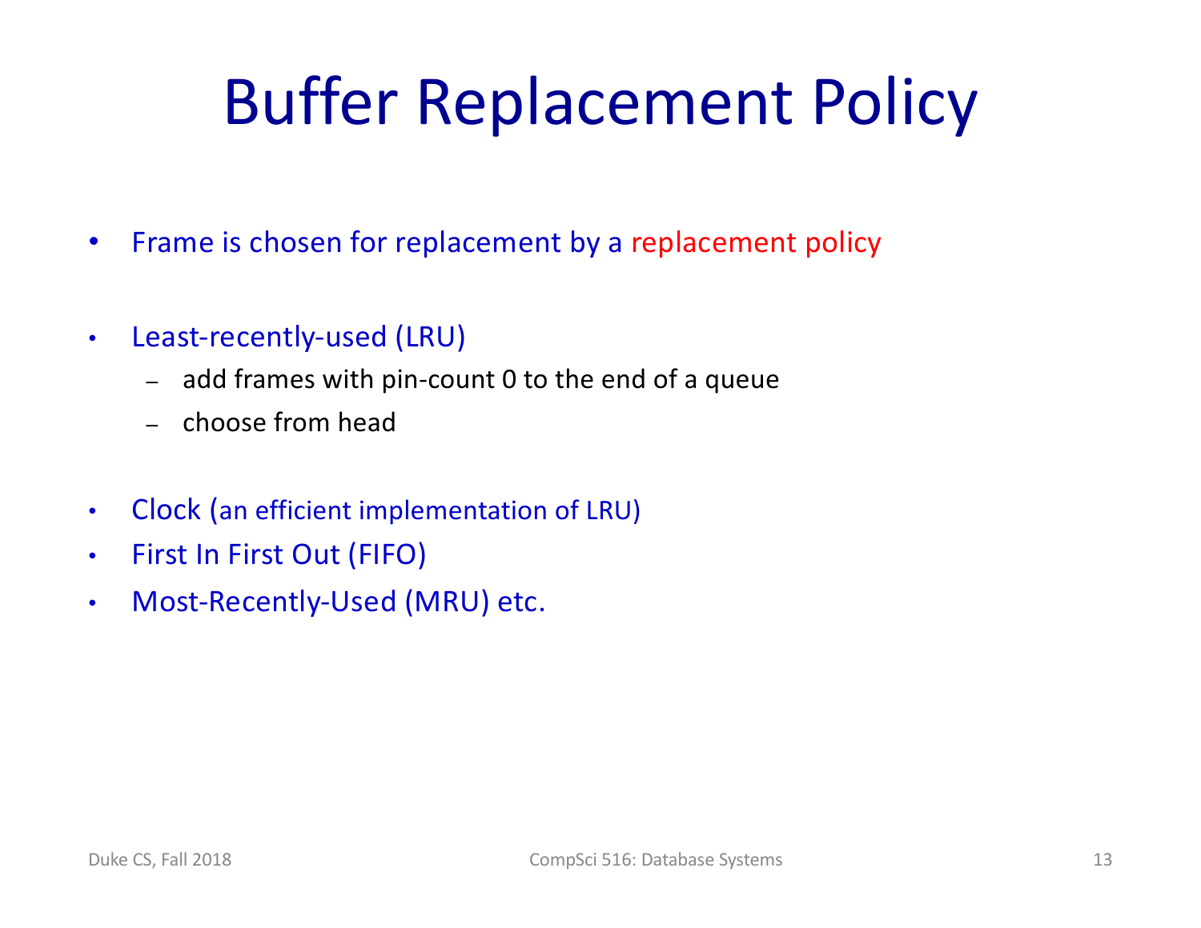# Buffer Replacement Policy

- Frame is chosen for replacement by a replacement policy

- Least-recently-used (LRU)
  - add frames with pin-count 0 to the end of a queue
  - choose from head

- Clock (an efficient implementation of LRU)
- First In First Out (FIFO)
- Most-Recently-Used (MRU) etc.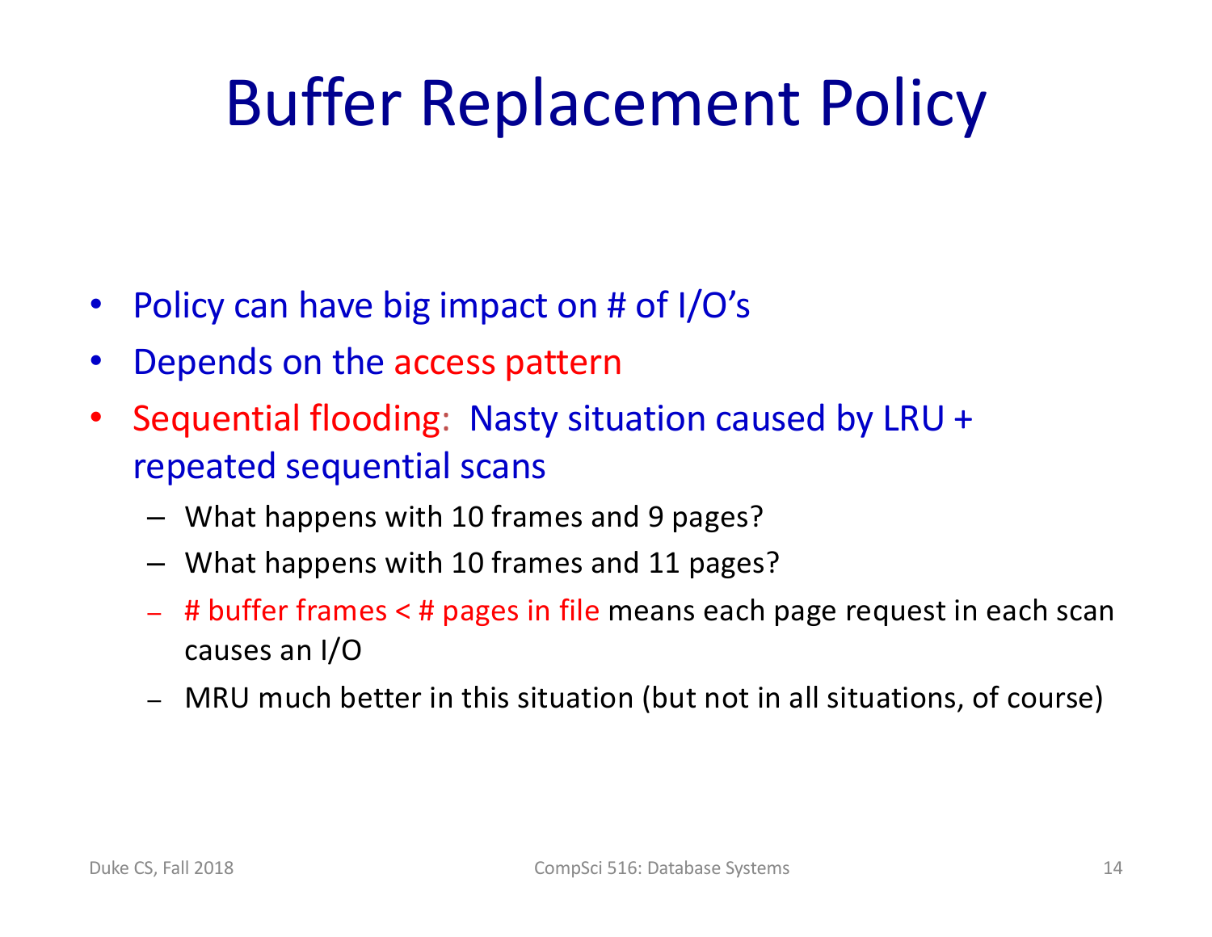# Buffer Replacement Policy

- Policy can have big impact on # of I/O's
- Depends on the access pattern
- Sequential flooding: Nasty situation caused by LRU + repeated sequential scans
  - What happens with 10 frames and 9 pages?
  - What happens with 10 frames and 11 pages?
  - # buffer frames < # pages in file means each page request in each scan causes an I/O
  - MRU much better in this situation (but not in all situations, of course)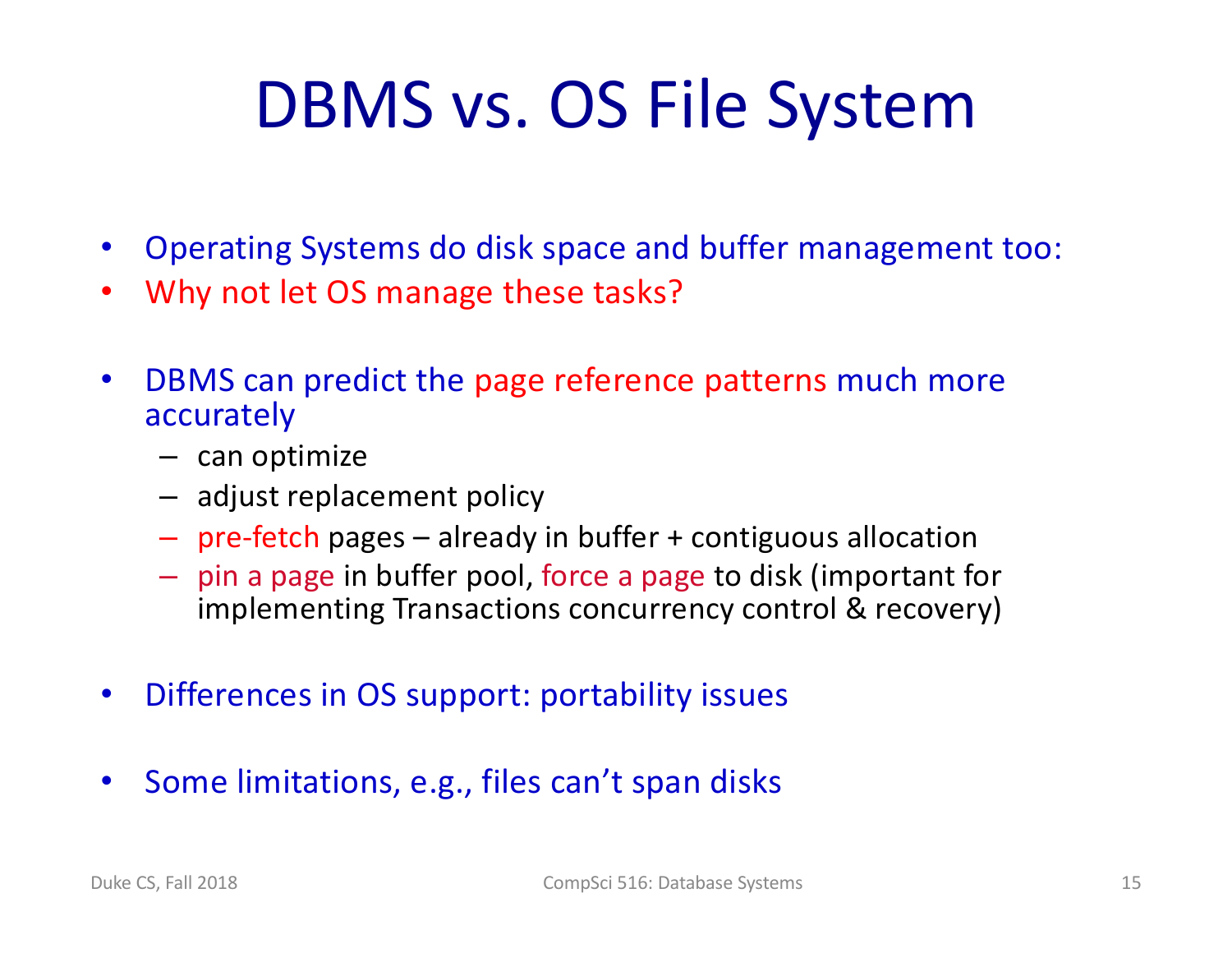# DBMS vs. OS File System

- Operating Systems do disk space and buffer management too:
- Why not let OS manage these tasks?

- DBMS can predict the page reference patterns much more accurately
  - can optimize
  - adjust replacement policy
  - pre-fetch pages – already in buffer + contiguous allocation
  - pin a page in buffer pool, force a page to disk (important for implementing Transactions concurrency control & recovery)

- Differences in OS support: portability issues

- Some limitations, e.g., files can't span disks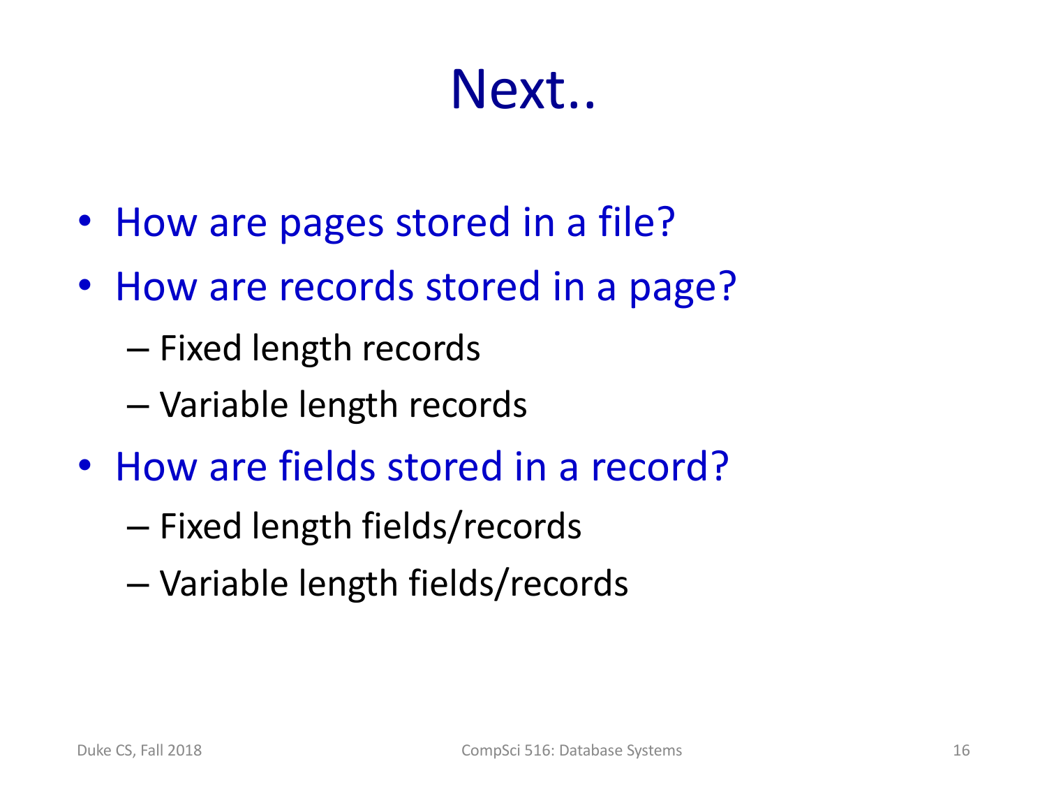# Next..

- How are pages stored in a file?
- How are records stored in a page?
  - Fixed length records
  - Variable length records
- How are fields stored in a record?
  - Fixed length fields/records
  - Variable length fields/records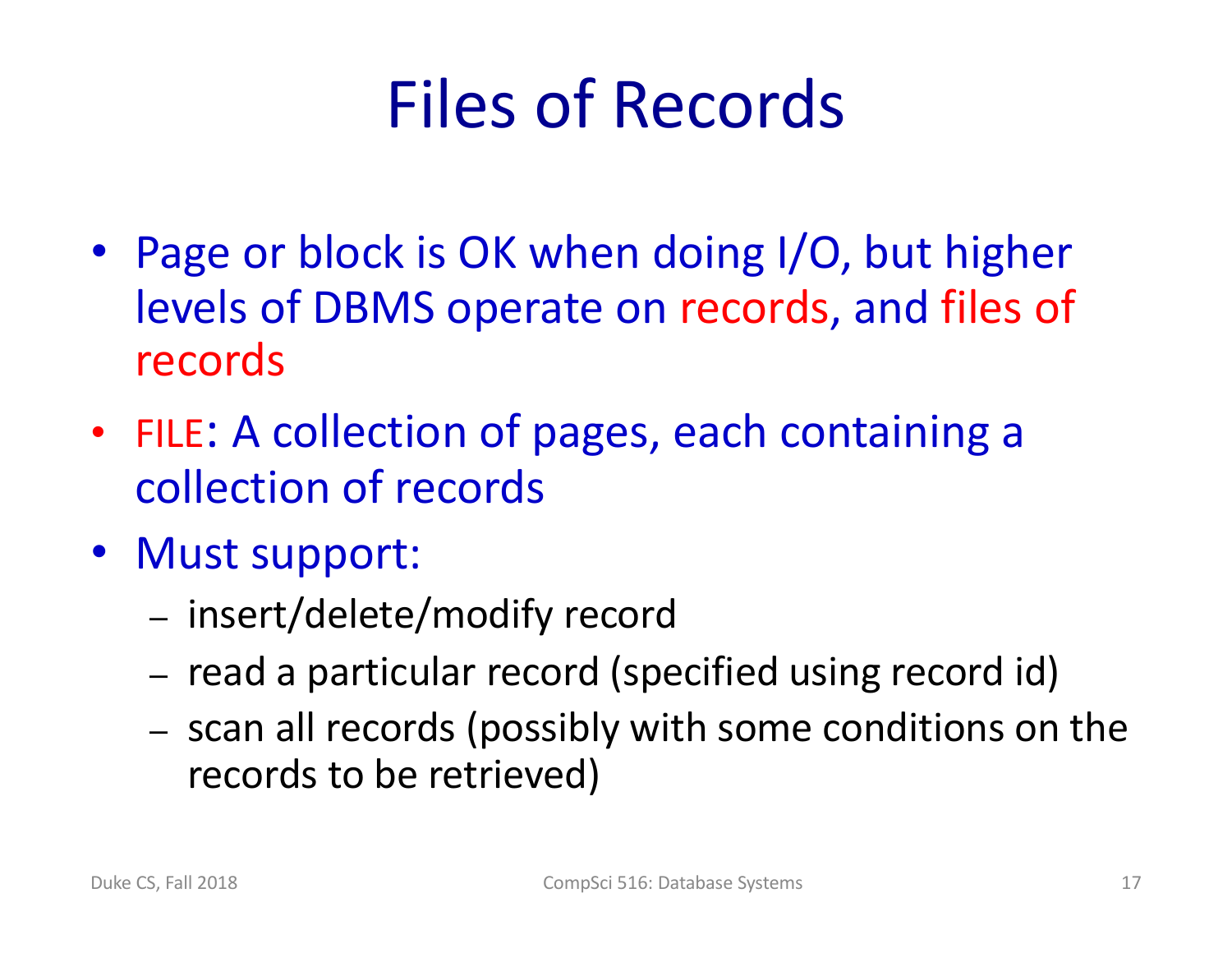# Files of Records

- Page or block is OK when doing I/O, but higher levels of DBMS operate on records, and files of records
- FILE: A collection of pages, each containing a collection of records
- Must support:
  - insert/delete/modify record
  - read a particular record (specified using record id)
  - scan all records (possibly with some conditions on the records to be retrieved)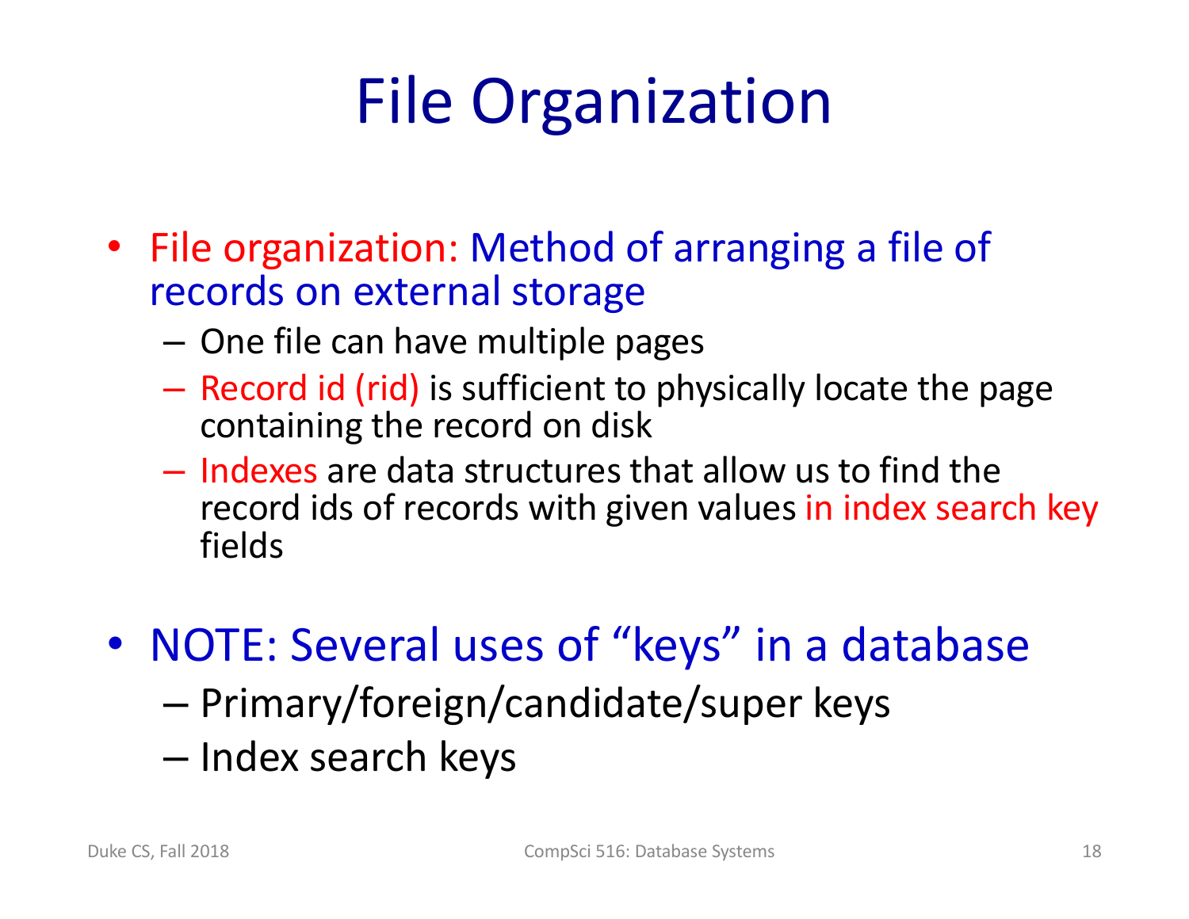# File Organization

- File organization: Method of arranging a file of records on external storage
  - One file can have multiple pages
  - Record id (rid) is sufficient to physically locate the page containing the record on disk
  - Indexes are data structures that allow us to find the record ids of records with given values in index search key fields

- NOTE: Several uses of "keys" in a database
  - Primary/foreign/candidate/super keys
  - Index search keys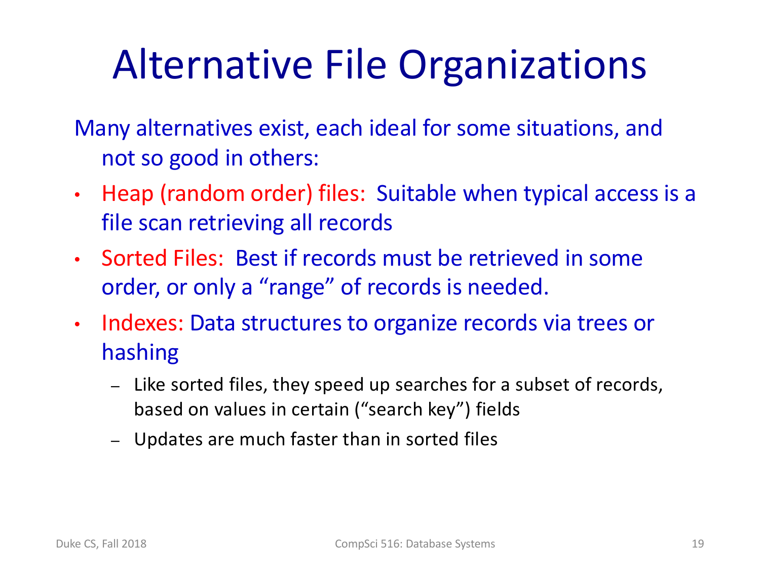# Alternative File Organizations

Many alternatives exist, each ideal for some situations, and not so good in others:

- Heap (random order) files: Suitable when typical access is a file scan retrieving all records
- Sorted Files: Best if records must be retrieved in some order, or only a "range" of records is needed.
- Indexes: Data structures to organize records via trees or hashing
  - Like sorted files, they speed up searches for a subset of records, based on values in certain ("search key") fields
  - Updates are much faster than in sorted files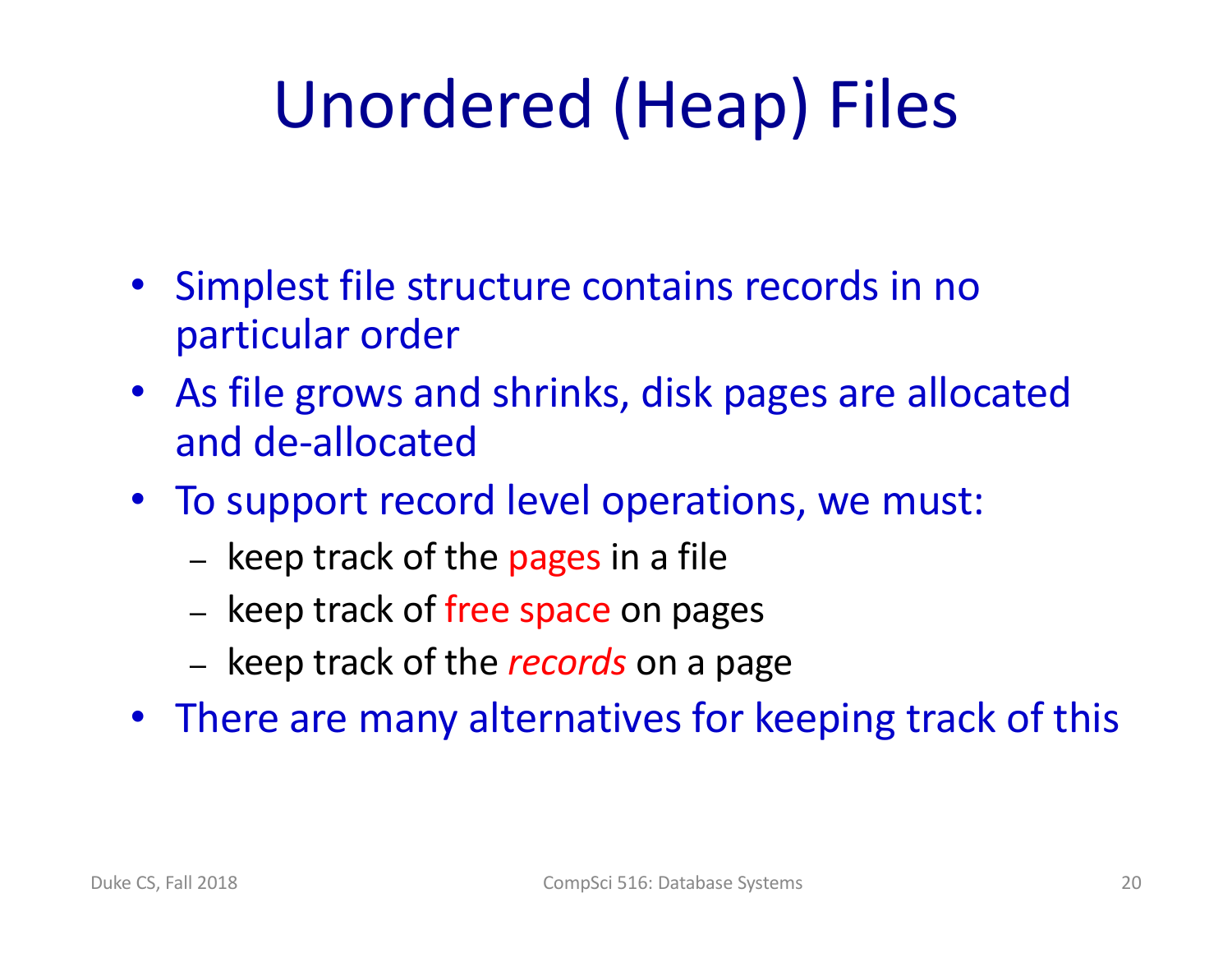# Unordered (Heap) Files

- Simplest file structure contains records in no particular order
- As file grows and shrinks, disk pages are allocated and de-allocated
- To support record level operations, we must:
  - keep track of the pages in a file
  - keep track of free space on pages
  - keep track of the *records* on a page
- There are many alternatives for keeping track of this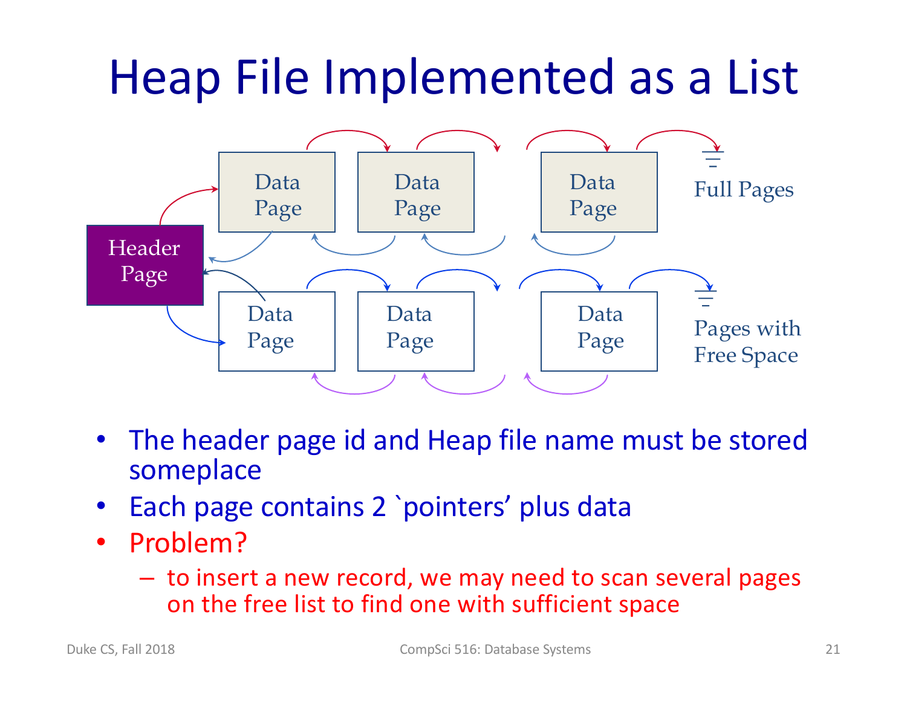# Heap File Implemented as a List

Header Page

Data Page

Data Page

Data Page

Full Pages

Data Page

Data Page

Data Page

Pages with Free Space

- The header page id and Heap file name must be stored someplace
- Each page contains 2 `pointers' plus data
- Problem?
  - to insert a new record, we may need to scan several pages on the free list to find one with sufficient space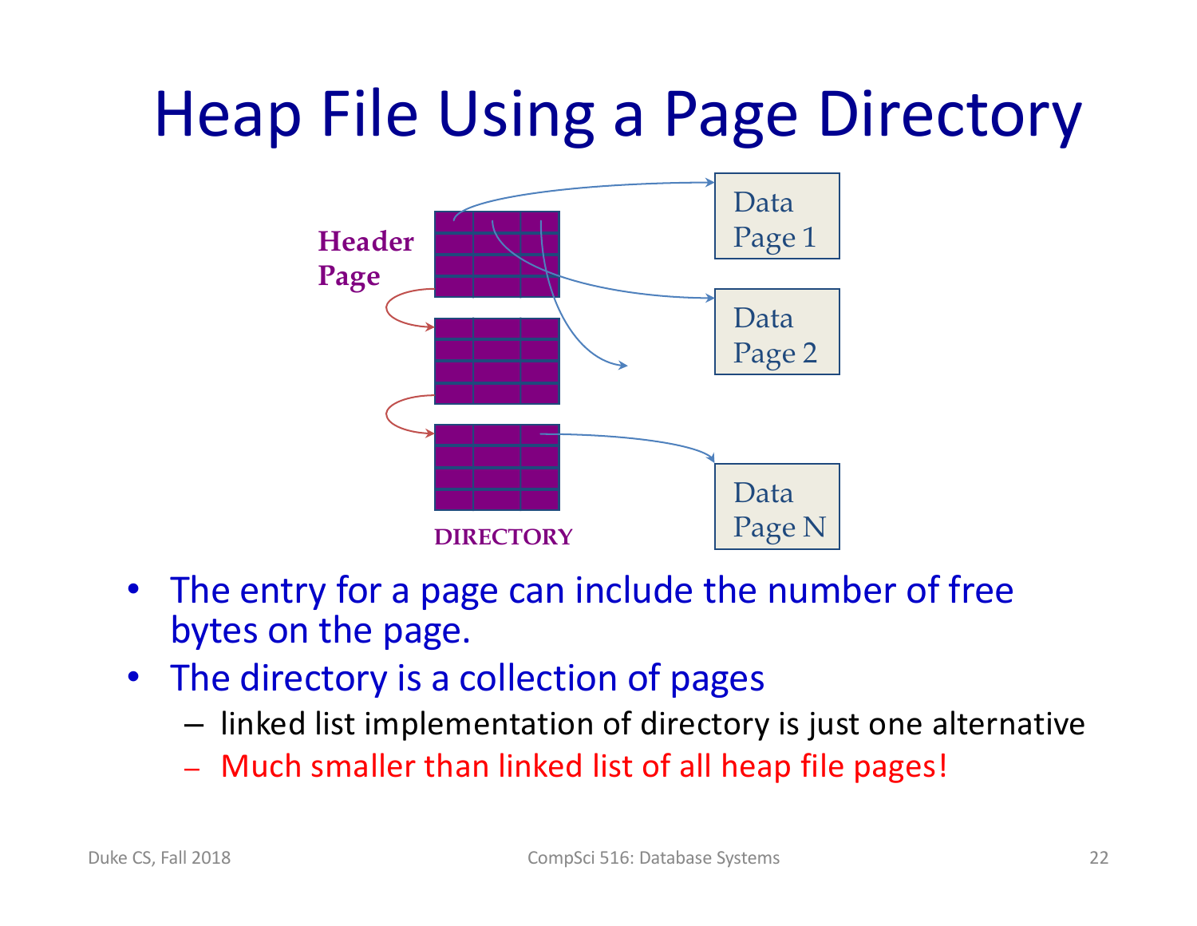# Heap File Using a Page Directory

Header Page

DIRECTORY

Data Page 1

Data Page 2

Data Page N

- The entry for a page can include the number of free bytes on the page.
- The directory is a collection of pages
  - linked list implementation of directory is just one alternative
  - Much smaller than linked list of all heap file pages!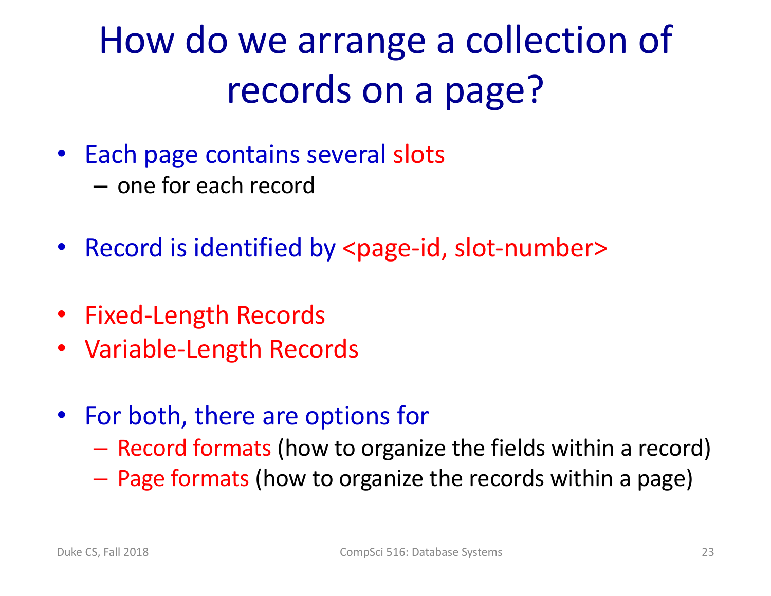# How do we arrange a collection of records on a page?

- Each page contains several slots
  - one for each record

- Record is identified by <page-id, slot-number>

- Fixed-Length Records
- Variable-Length Records

- For both, there are options for
  - Record formats (how to organize the fields within a record)
  - Page formats (how to organize the records within a page)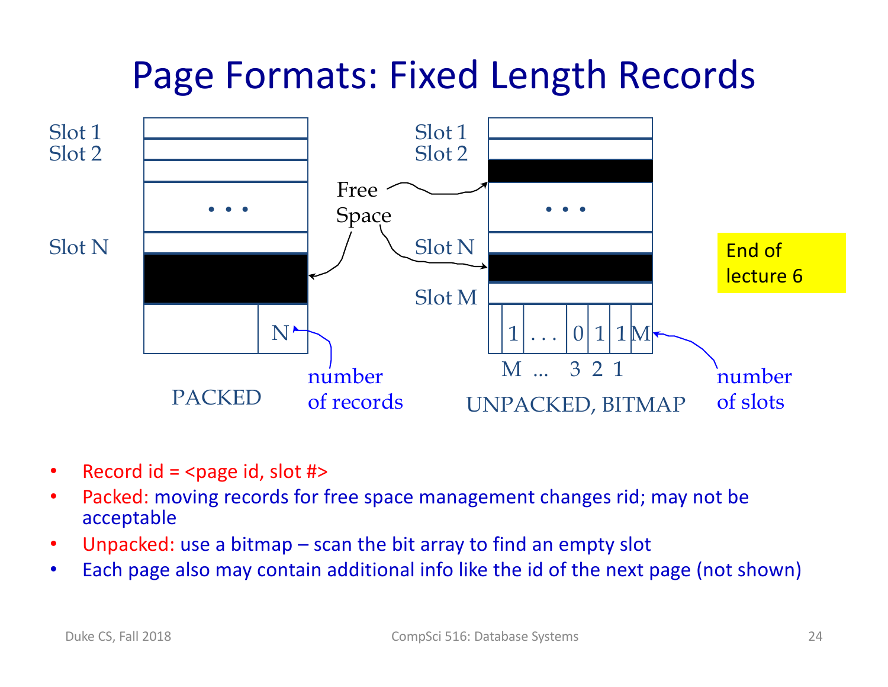# Page Formats: Fixed Length Records

Slot 1
Slot 2
. . .
Slot N
N
number of records
PACKED

Free Space

Slot 1
Slot 2
. . .
Slot N
Slot M
1 . . . 0 1 1 M
M ... 3 2 1
number of slots
UNPACKED, BITMAP

End of lecture 6

- Record id = <page id, slot #>
- Packed: moving records for free space management changes rid; may not be acceptable
- Unpacked: use a bitmap – scan the bit array to find an empty slot
- Each page also may contain additional info like the id of the next page (not shown)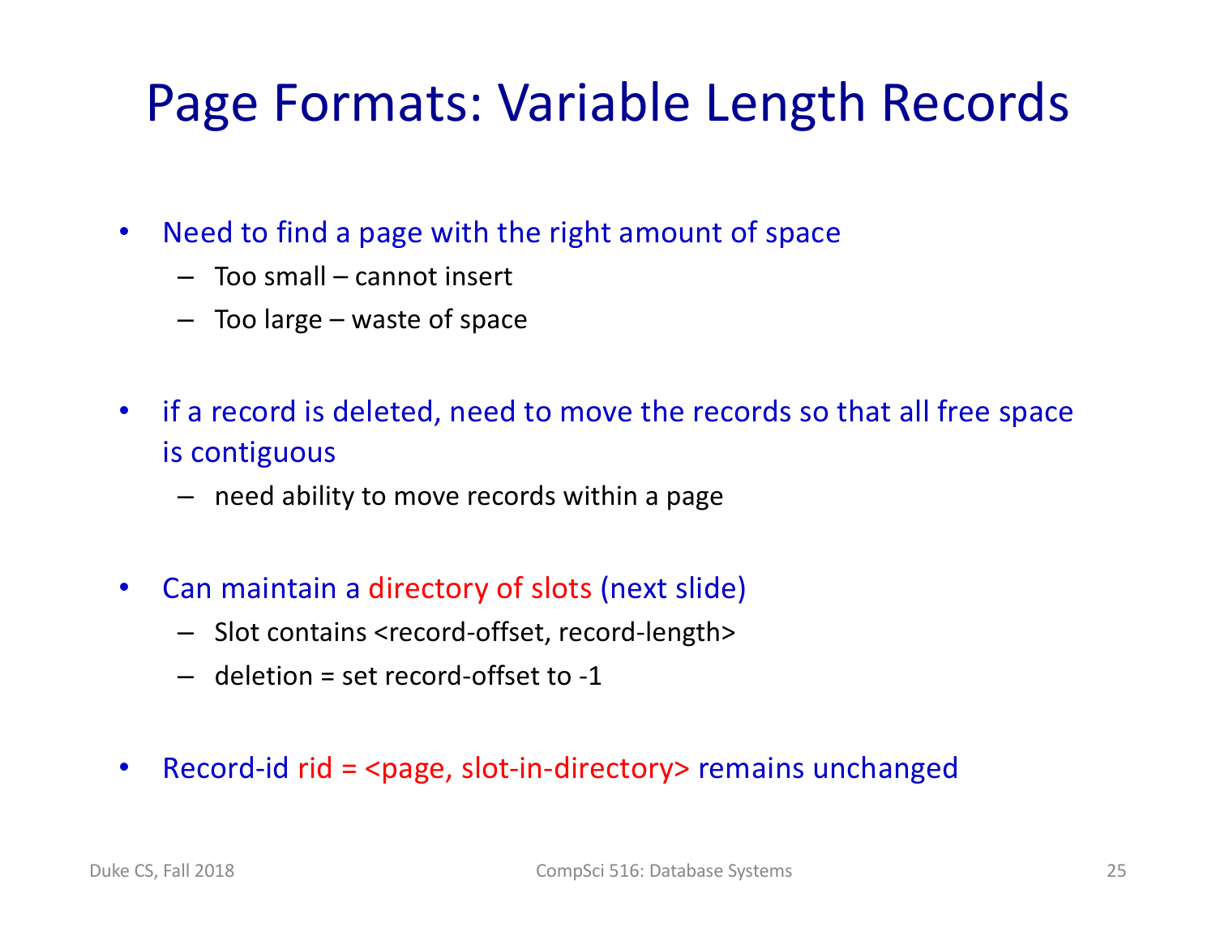# Page Formats: Variable Length Records

- Need to find a page with the right amount of space
  - Too small – cannot insert
  - Too large – waste of space
- if a record is deleted, need to move the records so that all free space is contiguous
  - need ability to move records within a page
- Can maintain a directory of slots (next slide)
  - Slot contains <record-offset, record-length>
  - deletion = set record-offset to -1
- Record-id rid = <page, slot-in-directory> remains unchanged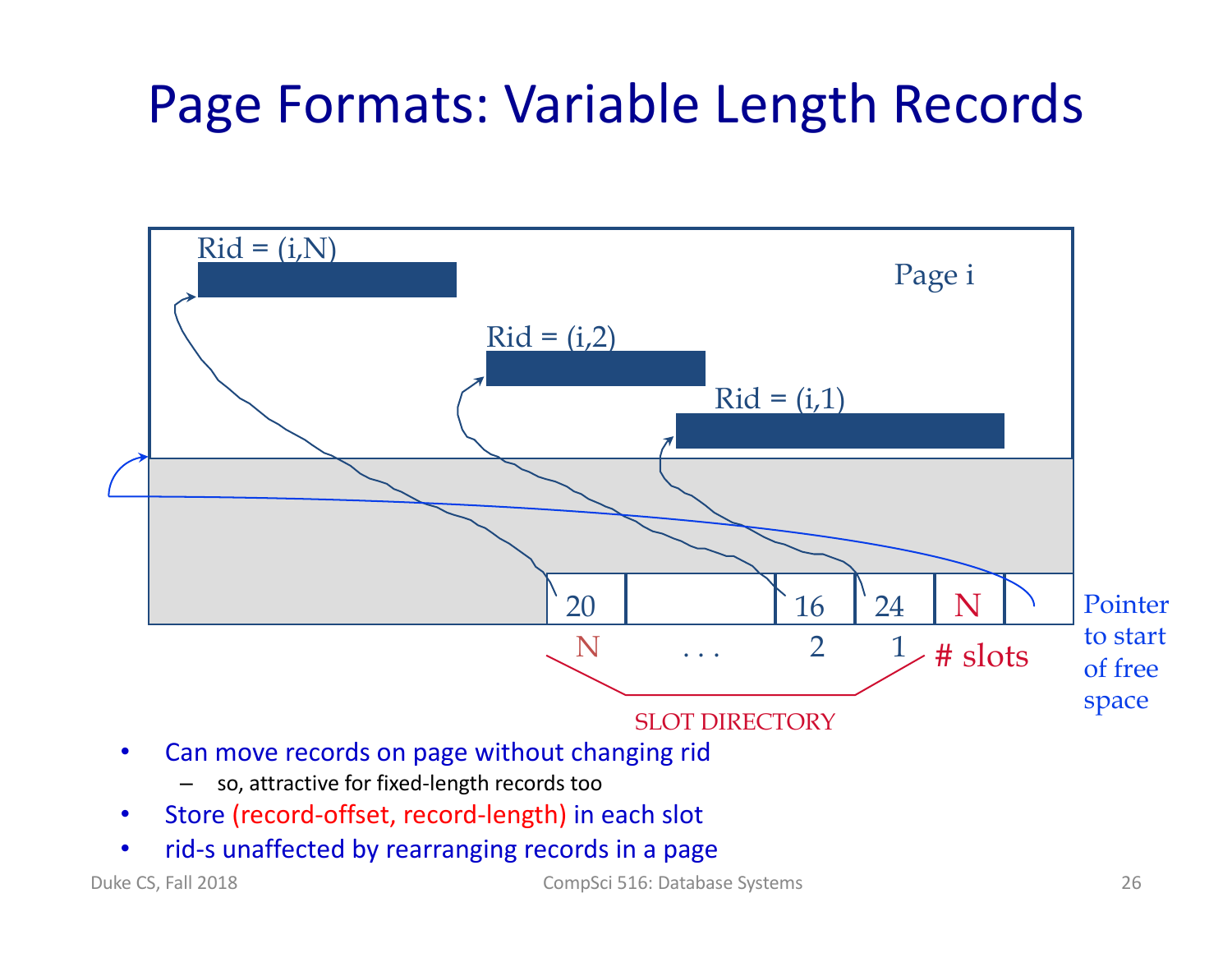# Page Formats: Variable Length Records

Rid = (i,N)

Page i

Rid = (i,2)

Rid = (i,1)

| 20 | | 16 | 24 | N | |
|---|---|---|---|---|---|
| N | . . . | 2 | 1 | # slots | |

SLOT DIRECTORY

Pointer to start of free space

- Can move records on page without changing rid
  - so, attractive for fixed-length records too
- Store (record-offset, record-length) in each slot
- rid-s unaffected by rearranging records in a page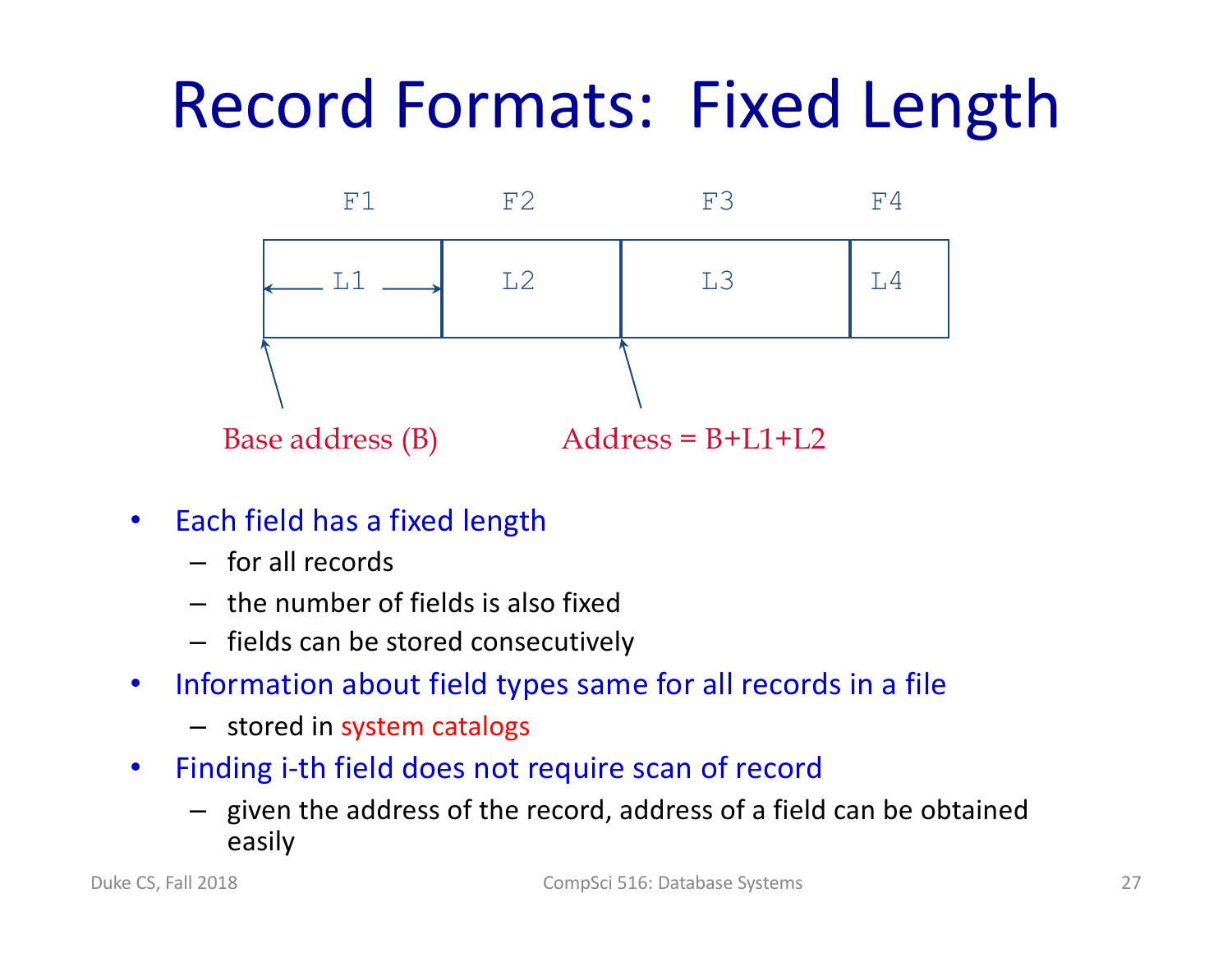# Record Formats: Fixed Length

F1 F2 F3 F4

L1 L2 L3 L4

Base address (B)

Address = B+L1+L2

- Each field has a fixed length
  - for all records
  - the number of fields is also fixed
  - fields can be stored consecutively
- Information about field types same for all records in a file
  - stored in system catalogs
- Finding i-th field does not require scan of record
  - given the address of the record, address of a field can be obtained easily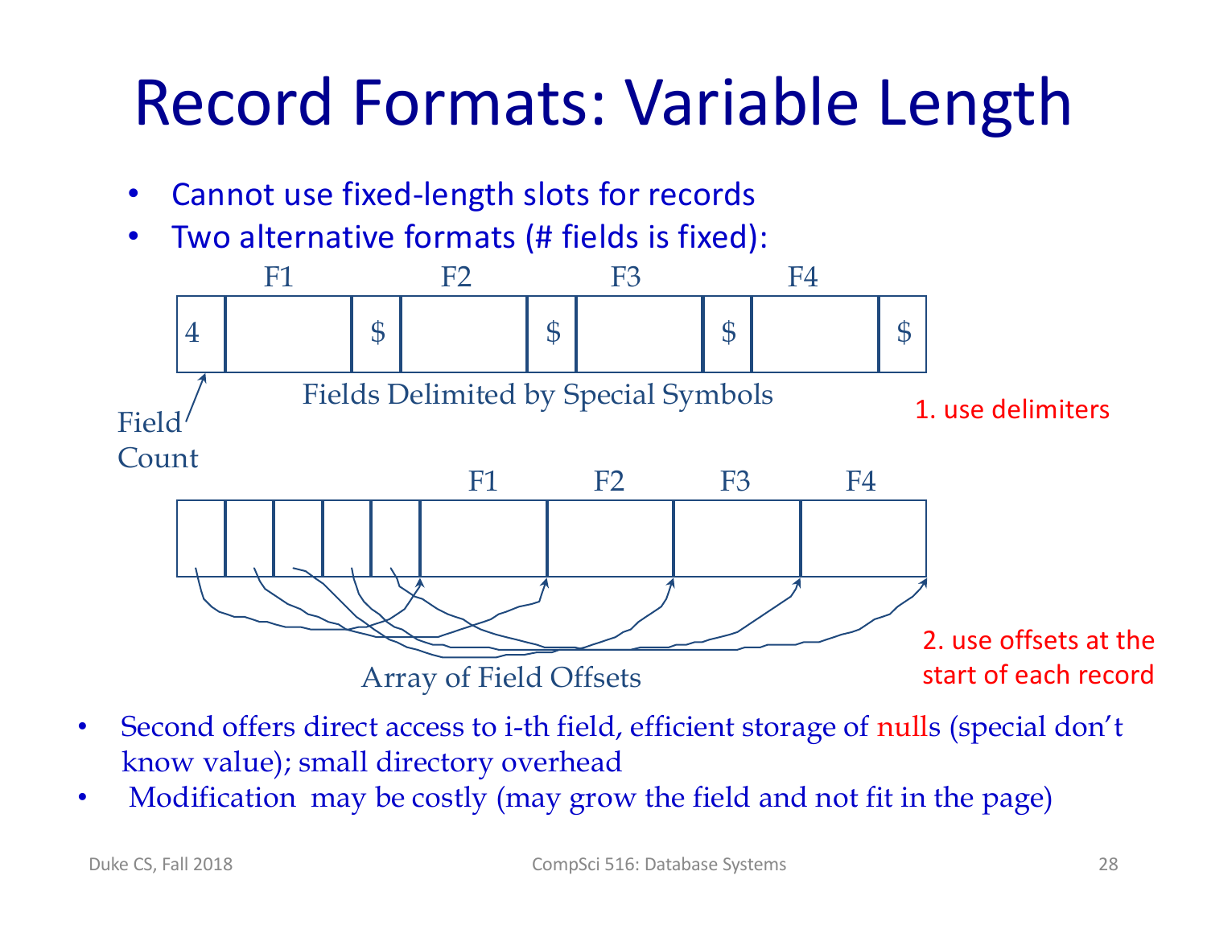# Record Formats: Variable Length

- Cannot use fixed-length slots for records
- Two alternative formats (# fields is fixed):

F1 F2 F3 F4

4 $ $ $ $

Field Count

Fields Delimited by Special Symbols

1. use delimiters

F1 F2 F3 F4

Array of Field Offsets

2. use offsets at the start of each record

- Second offers direct access to i-th field, efficient storage of nulls (special don't know value); small directory overhead
- Modification may be costly (may grow the field and not fit in the page)